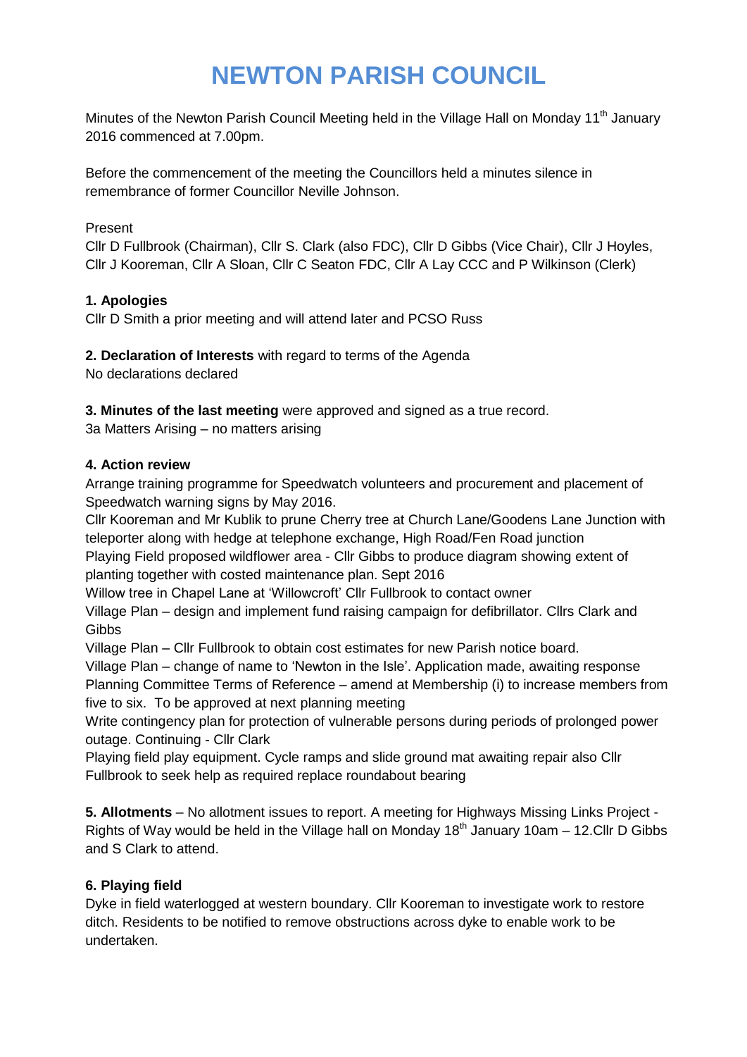# NEWTON PARISH COUNCIL

Minutes of the Newton Parish Council Meeting held in the Village Hall on Monday 11th January 2016 commenced at 7.00pm.

Before the commencement of the meeting the Councillors held a minutes silence in remembrance of former Councillor Neville Johnson.

Present

Cllr D Fullbrook (Chairman), Cllr S. Clark (also FDC), Cllr D Gibbs (Vice Chair), Cllr J Hoyles, Cllr J Kooreman, Cllr A Sloan, Cllr C Seaton FDC, Cllr A Lay CCC and P Wilkinson (Clerk)

**1. Apologies**

Cllr D Smith a prior meeting and will attend later and PCSO Russ

**2. Declaration of Interests** with regard to terms of the Agenda

No declarations declared

**3. Minutes of the last meeting** were approved and signed as a true record.

3a Matters Arising – no matters arising

**4. Action review**

Arrange training programme for Speedwatch volunteers and procurement and placement of Speedwatch warning signs by May 2016.

Cllr Kooreman and Mr Kublik to prune Cherry tree at Church Lane/Goodens Lane Junction with teleporter along with hedge at telephone exchange, High Road/Fen Road junction

Playing Field proposed wildflower area - Cllr Gibbs to produce diagram showing extent of planting together with costed maintenance plan. Sept 2016

Willow tree in Chapel Lane at 'Willowcroft' Cllr Fullbrook to contact owner

Village Plan – design and implement fund raising campaign for defibrillator. Cllrs Clark and Gibbs

Village Plan – Cllr Fullbrook to obtain cost estimates for new Parish notice board.

Village Plan – change of name to 'Newton in the Isle'. Application made, awaiting response

Planning Committee Terms of Reference – amend at Membership (i) to increase members from five to six. To be approved at next planning meeting

Write contingency plan for protection of vulnerable persons during periods of prolonged power outage. Continuing - Cllr Clark

Playing field play equipment. Cycle ramps and slide ground mat awaiting repair also Cllr Fullbrook to seek help as required replace roundabout bearing

**5. Allotments** – No allotment issues to report. A meeting for Highways Missing Links Project - Rights of Way would be held in the Village hall on Monday 18th January 10am – 12.Cllr D Gibbs and S Clark to attend.

**6. Playing field**

Dyke in field waterlogged at western boundary. Cllr Kooreman to investigate work to restore ditch. Residents to be notified to remove obstructions across dyke to enable work to be undertaken.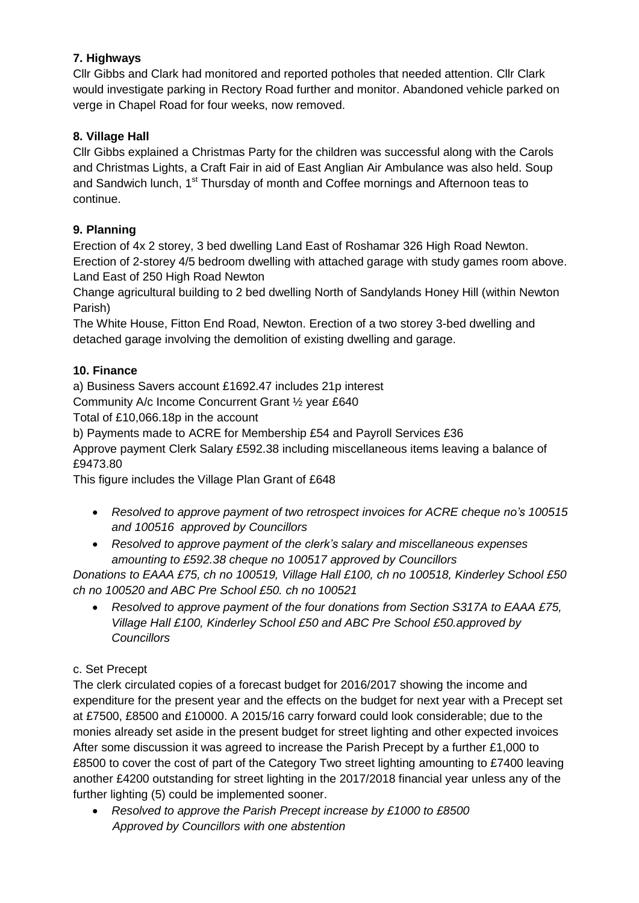### 7. Highways

Cllr Gibbs and Clark had monitored and reported potholes that needed attention. Cllr Clark would investigate parking in Rectory Road further and monitor. Abandoned vehicle parked on verge in Chapel Road for four weeks, now removed.

### 8. Village Hall

Cllr Gibbs explained a Christmas Party for the children was successful along with the Carols and Christmas Lights, a Craft Fair in aid of East Anglian Air Ambulance was also held. Soup and Sandwich lunch, 1st Thursday of month and Coffee mornings and Afternoon teas to continue.

### 9. Planning

Erection of 4x 2 storey, 3 bed dwelling Land East of Roshamar 326 High Road Newton.
Erection of 2-storey 4/5 bedroom dwelling with attached garage with study games room above. Land East of 250 High Road Newton

Change agricultural building to 2 bed dwelling North of Sandylands Honey Hill (within Newton Parish)

The White House, Fitton End Road, Newton. Erection of a two storey 3-bed dwelling and detached garage involving the demolition of existing dwelling and garage.

### 10. Finance

a) Business Savers account £1692.47 includes 21p interest

Community A/c Income Concurrent Grant ½ year £640

Total of £10,066.18p in the account

b) Payments made to ACRE for Membership £54 and Payroll Services £36

Approve payment Clerk Salary £592.38 including miscellaneous items leaving a balance of £9473.80

This figure includes the Village Plan Grant of £648

- *Resolved to approve payment of two retrospect invoices for ACRE cheque no's 100515 and 100516 approved by Councillors*
- *Resolved to approve payment of the clerk's salary and miscellaneous expenses amounting to £592.38 cheque no 100517 approved by Councillors*

*Donations to EAAA £75, ch no 100519, Village Hall £100, ch no 100518, Kinderley School £50 ch no 100520 and ABC Pre School £50. ch no 100521*

- *Resolved to approve payment of the four donations from Section S317A to EAAA £75, Village Hall £100, Kinderley School £50 and ABC Pre School £50.approved by Councillors*

c. Set Precept

The clerk circulated copies of a forecast budget for 2016/2017 showing the income and expenditure for the present year and the effects on the budget for next year with a Precept set at £7500, £8500 and £10000. A 2015/16 carry forward could look considerable; due to the monies already set aside in the present budget for street lighting and other expected invoices After some discussion it was agreed to increase the Parish Precept by a further £1,000 to £8500 to cover the cost of part of the Category Two street lighting amounting to £7400 leaving another £4200 outstanding for street lighting in the 2017/2018 financial year unless any of the further lighting (5) could be implemented sooner.

- *Resolved to approve the Parish Precept increase by £1000 to £8500*
  *Approved by Councillors with one abstention*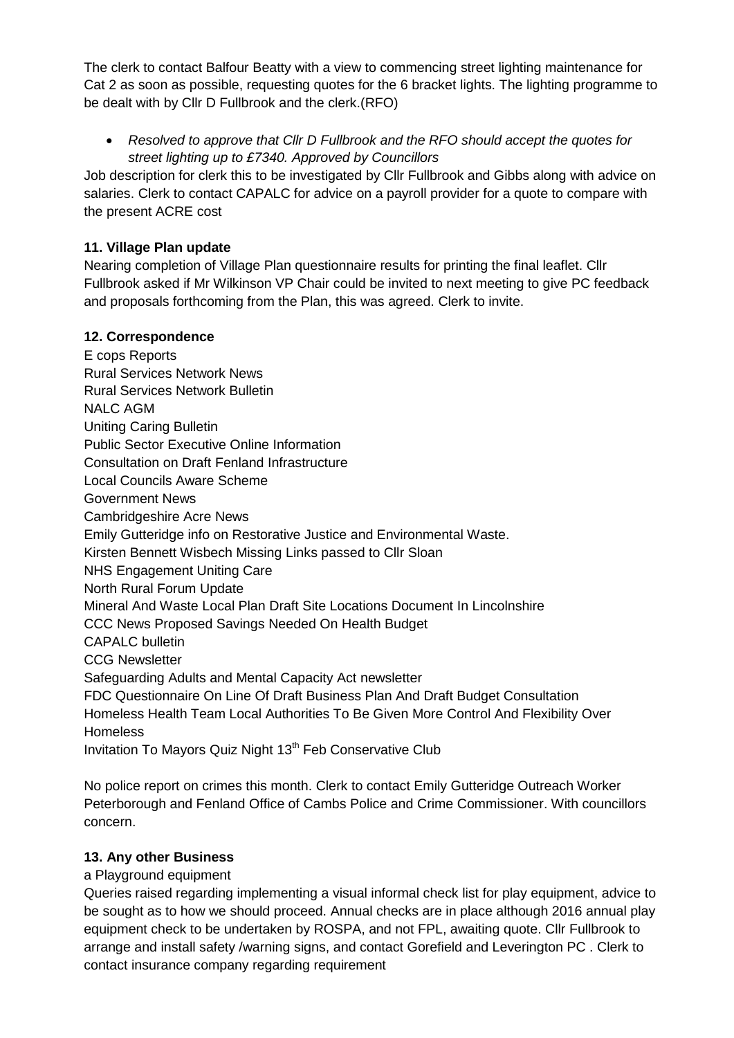The clerk to contact Balfour Beatty with a view to commencing street lighting maintenance for Cat 2 as soon as possible, requesting quotes for the 6 bracket lights. The lighting programme to be dealt with by Cllr D Fullbrook and the clerk.(RFO)

- *Resolved to approve that Cllr D Fullbrook and the RFO should accept the quotes for street lighting up to £7340. Approved by Councillors*

Job description for clerk this to be investigated by Cllr Fullbrook and Gibbs along with advice on salaries. Clerk to contact CAPALC for advice on a payroll provider for a quote to compare with the present ACRE cost

### 11. Village Plan update

Nearing completion of Village Plan questionnaire results for printing the final leaflet. Cllr Fullbrook asked if Mr Wilkinson VP Chair could be invited to next meeting to give PC feedback and proposals forthcoming from the Plan, this was agreed. Clerk to invite.

### 12. Correspondence

E cops Reports
Rural Services Network News
Rural Services Network Bulletin
NALC AGM
Uniting Caring Bulletin
Public Sector Executive Online Information
Consultation on Draft Fenland Infrastructure
Local Councils Aware Scheme
Government News
Cambridgeshire Acre News
Emily Gutteridge info on Restorative Justice and Environmental Waste.
Kirsten Bennett Wisbech Missing Links passed to Cllr Sloan
NHS Engagement Uniting Care
North Rural Forum Update
Mineral And Waste Local Plan Draft Site Locations Document In Lincolnshire
CCC News Proposed Savings Needed On Health Budget
CAPALC bulletin
CCG Newsletter
Safeguarding Adults and Mental Capacity Act newsletter
FDC Questionnaire On Line Of Draft Business Plan And Draft Budget Consultation
Homeless Health Team Local Authorities To Be Given More Control And Flexibility Over Homeless
Invitation To Mayors Quiz Night 13th Feb Conservative Club

No police report on crimes this month. Clerk to contact Emily Gutteridge Outreach Worker Peterborough and Fenland Office of Cambs Police and Crime Commissioner. With councillors concern.

### 13. Any other Business

a Playground equipment

Queries raised regarding implementing a visual informal check list for play equipment, advice to be sought as to how we should proceed. Annual checks are in place although 2016 annual play equipment check to be undertaken by ROSPA, and not FPL, awaiting quote. Cllr Fullbrook to arrange and install safety /warning signs, and contact Gorefield and Leverington PC . Clerk to contact insurance company regarding requirement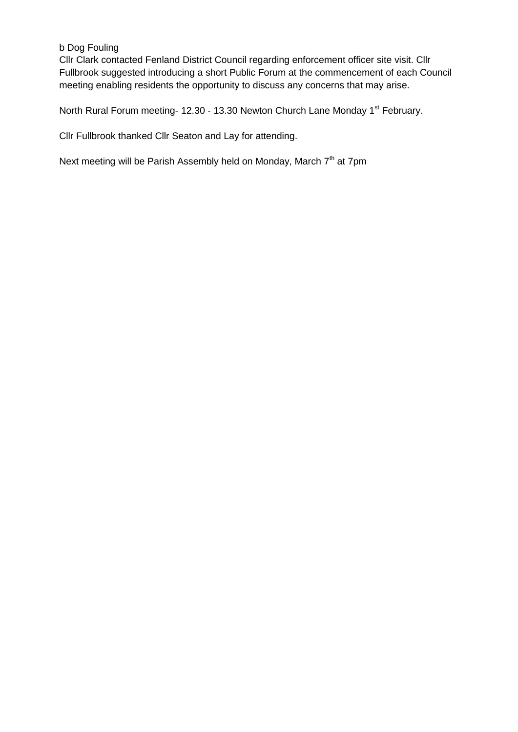b Dog Fouling

Cllr Clark contacted Fenland District Council regarding enforcement officer site visit. Cllr Fullbrook suggested introducing a short Public Forum at the commencement of each Council meeting enabling residents the opportunity to discuss any concerns that may arise.

North Rural Forum meeting- 12.30 - 13.30 Newton Church Lane Monday 1st February.

Cllr Fullbrook thanked Cllr Seaton and Lay for attending.

Next meeting will be Parish Assembly held on Monday, March 7th at 7pm